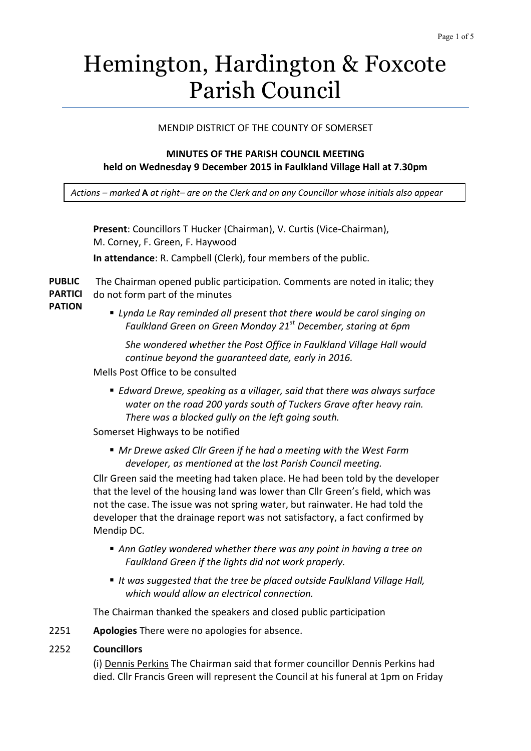# Hemington, Hardington & Foxcote Parish Council

MENDIP DISTRICT OF THE COUNTY OF SOMERSET

**MINUTES OF THE PARISH COUNCIL MEETING**
**held on Wednesday 9 December 2015 in Faulkland Village Hall at 7.30pm**

*Actions – marked* **A** *at right– are on the Clerk and on any Councillor whose initials also appear*

**Present**: Councillors T Hucker (Chairman), V. Curtis (Vice-Chairman), M. Corney, F. Green, F. Haywood

**In attendance**: R. Campbell (Clerk), four members of the public.

**PUBLIC PARTICIPATION** The Chairman opened public participation. Comments are noted in italic; they do not form part of the minutes

- *Lynda Le Ray reminded all present that there would be carol singing on Faulkland Green on Green Monday 21st December, staring at 6pm*

  *She wondered whether the Post Office in Faulkland Village Hall would continue beyond the guaranteed date, early in 2016.*

Mells Post Office to be consulted

- *Edward Drewe, speaking as a villager, said that there was always surface water on the road 200 yards south of Tuckers Grave after heavy rain. There was a blocked gully on the left going south.*

Somerset Highways to be notified

- *Mr Drewe asked Cllr Green if he had a meeting with the West Farm developer, as mentioned at the last Parish Council meeting.*

Cllr Green said the meeting had taken place. He had been told by the developer that the level of the housing land was lower than Cllr Green's field, which was not the case. The issue was not spring water, but rainwater. He had told the developer that the drainage report was not satisfactory, a fact confirmed by Mendip DC.

- *Ann Gatley wondered whether there was any point in having a tree on Faulkland Green if the lights did not work properly.*
- *It was suggested that the tree be placed outside Faulkland Village Hall, which would allow an electrical connection.*

The Chairman thanked the speakers and closed public participation

2251 **Apologies** There were no apologies for absence.

2252 **Councillors**

(i) Dennis Perkins The Chairman said that former councillor Dennis Perkins had died. Cllr Francis Green will represent the Council at his funeral at 1pm on Friday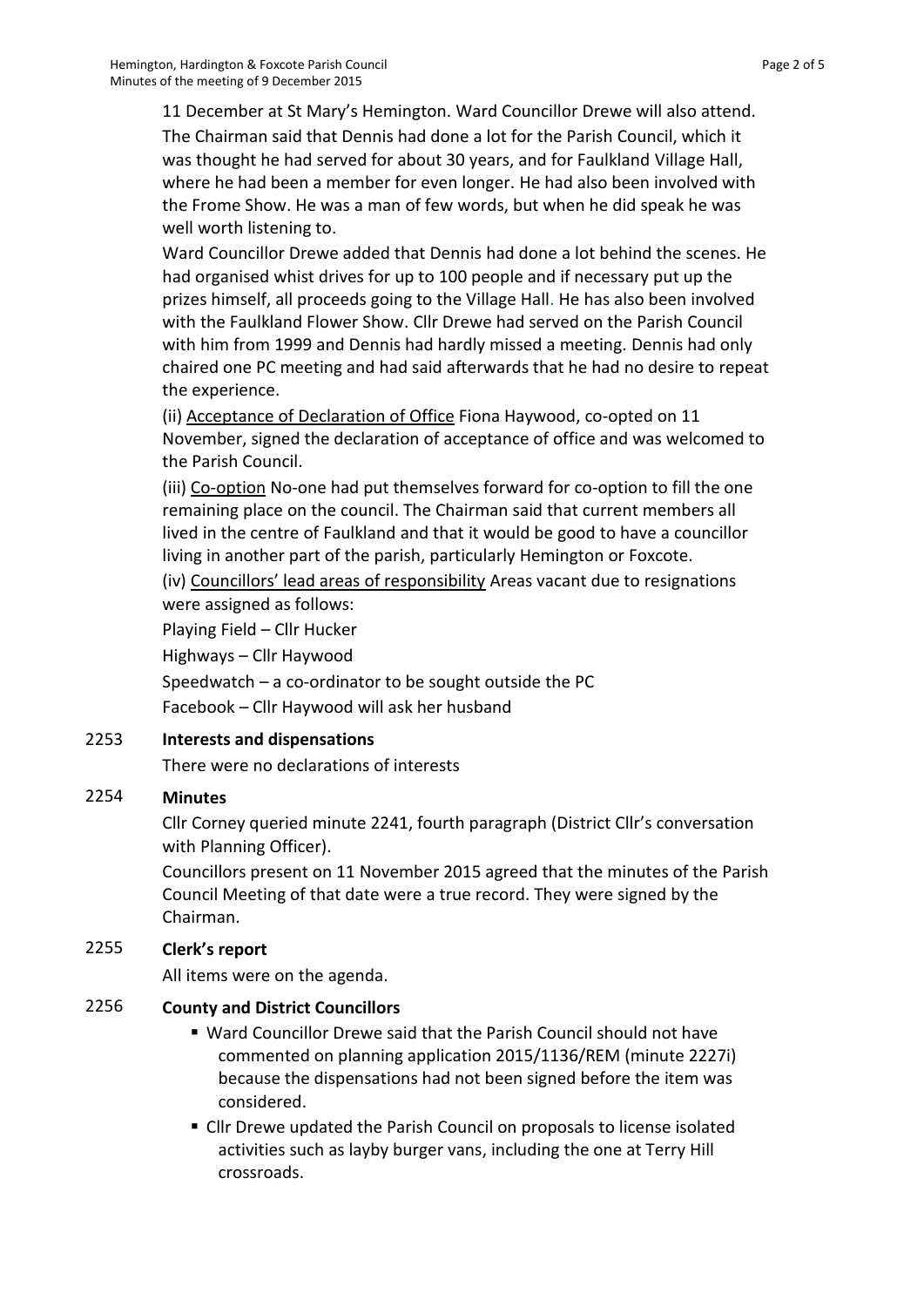11 December at St Mary's Hemington. Ward Councillor Drewe will also attend. The Chairman said that Dennis had done a lot for the Parish Council, which it was thought he had served for about 30 years, and for Faulkland Village Hall, where he had been a member for even longer. He had also been involved with the Frome Show. He was a man of few words, but when he did speak he was well worth listening to.

Ward Councillor Drewe added that Dennis had done a lot behind the scenes. He had organised whist drives for up to 100 people and if necessary put up the prizes himself, all proceeds going to the Village Hall. He has also been involved with the Faulkland Flower Show. Cllr Drewe had served on the Parish Council with him from 1999 and Dennis had hardly missed a meeting. Dennis had only chaired one PC meeting and had said afterwards that he had no desire to repeat the experience.

(ii) Acceptance of Declaration of Office Fiona Haywood, co-opted on 11 November, signed the declaration of acceptance of office and was welcomed to the Parish Council.

(iii) Co-option No-one had put themselves forward for co-option to fill the one remaining place on the council. The Chairman said that current members all lived in the centre of Faulkland and that it would be good to have a councillor living in another part of the parish, particularly Hemington or Foxcote.

(iv) Councillors' lead areas of responsibility Areas vacant due to resignations were assigned as follows:

Playing Field – Cllr Hucker

Highways – Cllr Haywood

Speedwatch – a co-ordinator to be sought outside the PC

Facebook – Cllr Haywood will ask her husband

2253 **Interests and dispensations**

There were no declarations of interests

2254 **Minutes**

Cllr Corney queried minute 2241, fourth paragraph (District Cllr's conversation with Planning Officer).

Councillors present on 11 November 2015 agreed that the minutes of the Parish Council Meeting of that date were a true record. They were signed by the Chairman.

2255 **Clerk's report**

All items were on the agenda.

2256 **County and District Councillors**

- Ward Councillor Drewe said that the Parish Council should not have commented on planning application 2015/1136/REM (minute 2227i) because the dispensations had not been signed before the item was considered.
- Cllr Drewe updated the Parish Council on proposals to license isolated activities such as layby burger vans, including the one at Terry Hill crossroads.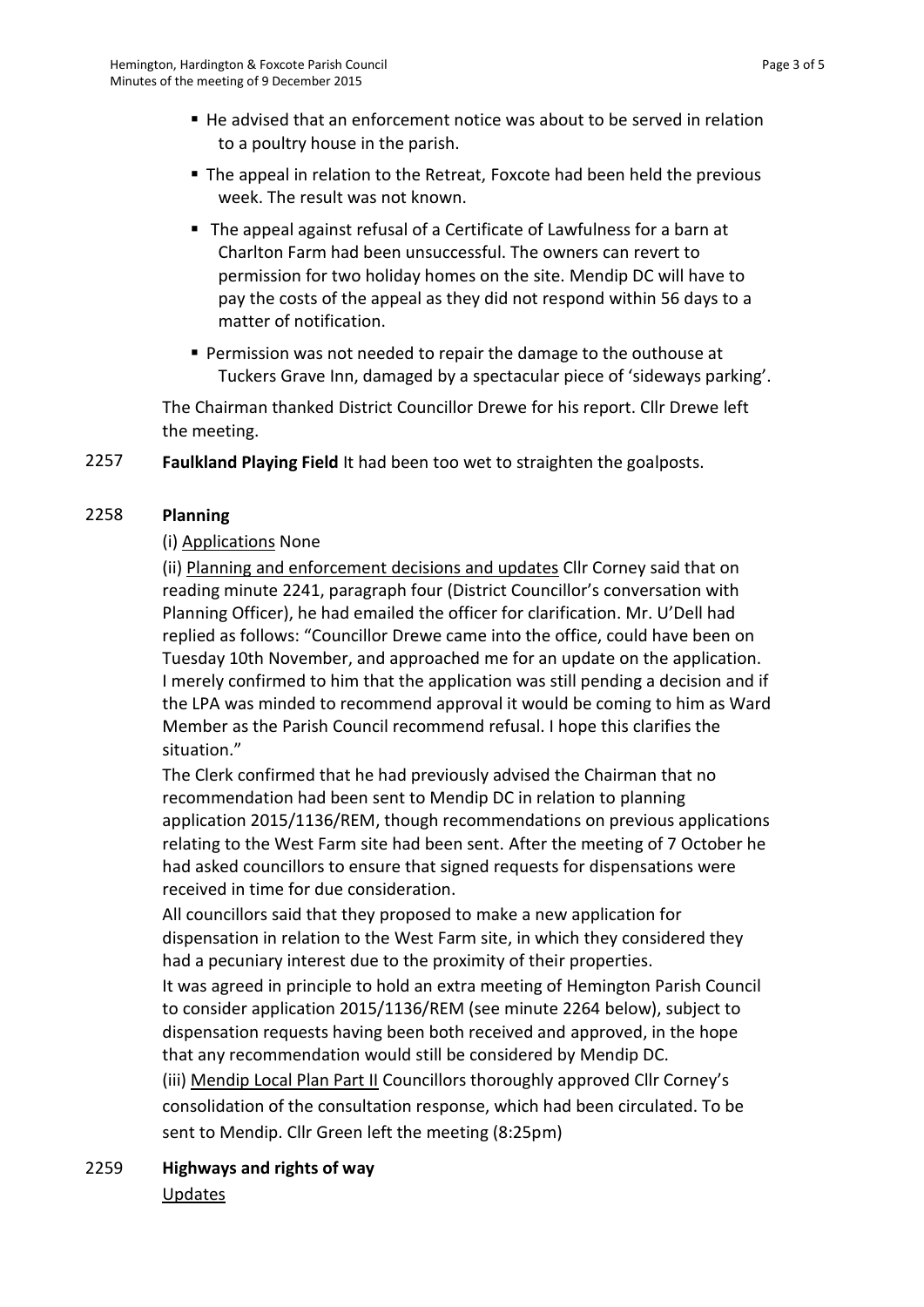- He advised that an enforcement notice was about to be served in relation to a poultry house in the parish.
- The appeal in relation to the Retreat, Foxcote had been held the previous week. The result was not known.
- The appeal against refusal of a Certificate of Lawfulness for a barn at Charlton Farm had been unsuccessful. The owners can revert to permission for two holiday homes on the site. Mendip DC will have to pay the costs of the appeal as they did not respond within 56 days to a matter of notification.
- Permission was not needed to repair the damage to the outhouse at Tuckers Grave Inn, damaged by a spectacular piece of 'sideways parking'.

The Chairman thanked District Councillor Drewe for his report. Cllr Drewe left the meeting.

2257 **Faulkland Playing Field** It had been too wet to straighten the goalposts.

2258 **Planning**

(i) Applications None

(ii) Planning and enforcement decisions and updates Cllr Corney said that on reading minute 2241, paragraph four (District Councillor's conversation with Planning Officer), he had emailed the officer for clarification. Mr. U'Dell had replied as follows: "Councillor Drewe came into the office, could have been on Tuesday 10th November, and approached me for an update on the application. I merely confirmed to him that the application was still pending a decision and if the LPA was minded to recommend approval it would be coming to him as Ward Member as the Parish Council recommend refusal. I hope this clarifies the situation."

The Clerk confirmed that he had previously advised the Chairman that no recommendation had been sent to Mendip DC in relation to planning application 2015/1136/REM, though recommendations on previous applications relating to the West Farm site had been sent. After the meeting of 7 October he had asked councillors to ensure that signed requests for dispensations were received in time for due consideration.

All councillors said that they proposed to make a new application for dispensation in relation to the West Farm site, in which they considered they had a pecuniary interest due to the proximity of their properties.

It was agreed in principle to hold an extra meeting of Hemington Parish Council to consider application 2015/1136/REM (see minute 2264 below), subject to dispensation requests having been both received and approved, in the hope that any recommendation would still be considered by Mendip DC.

(iii) Mendip Local Plan Part II Councillors thoroughly approved Cllr Corney's consolidation of the consultation response, which had been circulated. To be sent to Mendip. Cllr Green left the meeting (8:25pm)

2259 **Highways and rights of way**

Updates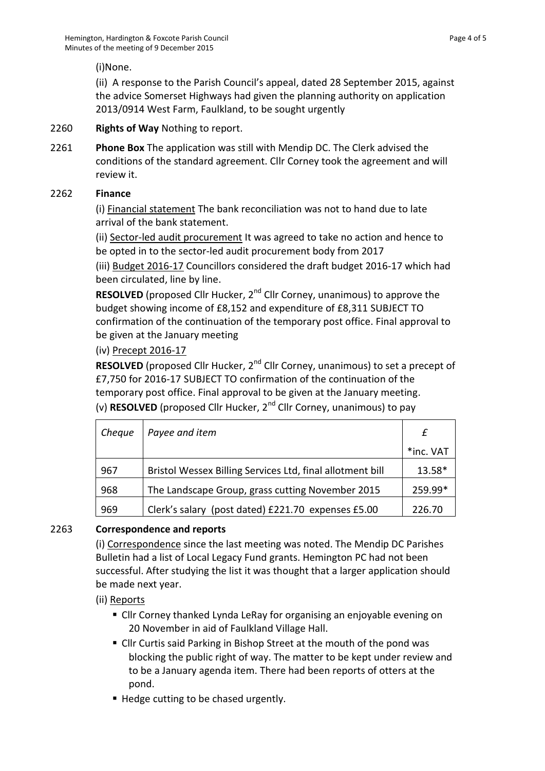(i)None.

(ii) A response to the Parish Council's appeal, dated 28 September 2015, against the advice Somerset Highways had given the planning authority on application 2013/0914 West Farm, Faulkland, to be sought urgently

2260 **Rights of Way** Nothing to report.

2261 **Phone Box** The application was still with Mendip DC. The Clerk advised the conditions of the standard agreement. Cllr Corney took the agreement and will review it.

2262 **Finance**

(i) Financial statement The bank reconciliation was not to hand due to late arrival of the bank statement.

(ii) Sector-led audit procurement It was agreed to take no action and hence to be opted in to the sector-led audit procurement body from 2017

(iii) Budget 2016-17 Councillors considered the draft budget 2016-17 which had been circulated, line by line.

**RESOLVED** (proposed Cllr Hucker, 2nd Cllr Corney, unanimous) to approve the budget showing income of £8,152 and expenditure of £8,311 SUBJECT TO confirmation of the continuation of the temporary post office. Final approval to be given at the January meeting

(iv) Precept 2016-17

**RESOLVED** (proposed Cllr Hucker, 2nd Cllr Corney, unanimous) to set a precept of £7,750 for 2016-17 SUBJECT TO confirmation of the continuation of the temporary post office. Final approval to be given at the January meeting.

(v) **RESOLVED** (proposed Cllr Hucker, 2nd Cllr Corney, unanimous) to pay

| *Cheque* | *Payee and item* | *£* *inc. VAT |
|---|---|---|
| 967 | Bristol Wessex Billing Services Ltd, final allotment bill | 13.58* |
| 968 | The Landscape Group, grass cutting November 2015 | 259.99* |
| 969 | Clerk's salary (post dated) £221.70 expenses £5.00 | 226.70 |

2263 **Correspondence and reports**

(i) Correspondence since the last meeting was noted. The Mendip DC Parishes Bulletin had a list of Local Legacy Fund grants. Hemington PC had not been successful. After studying the list it was thought that a larger application should be made next year.

(ii) Reports

- Cllr Corney thanked Lynda LeRay for organising an enjoyable evening on 20 November in aid of Faulkland Village Hall.
- Cllr Curtis said Parking in Bishop Street at the mouth of the pond was blocking the public right of way. The matter to be kept under review and to be a January agenda item. There had been reports of otters at the pond.
- Hedge cutting to be chased urgently.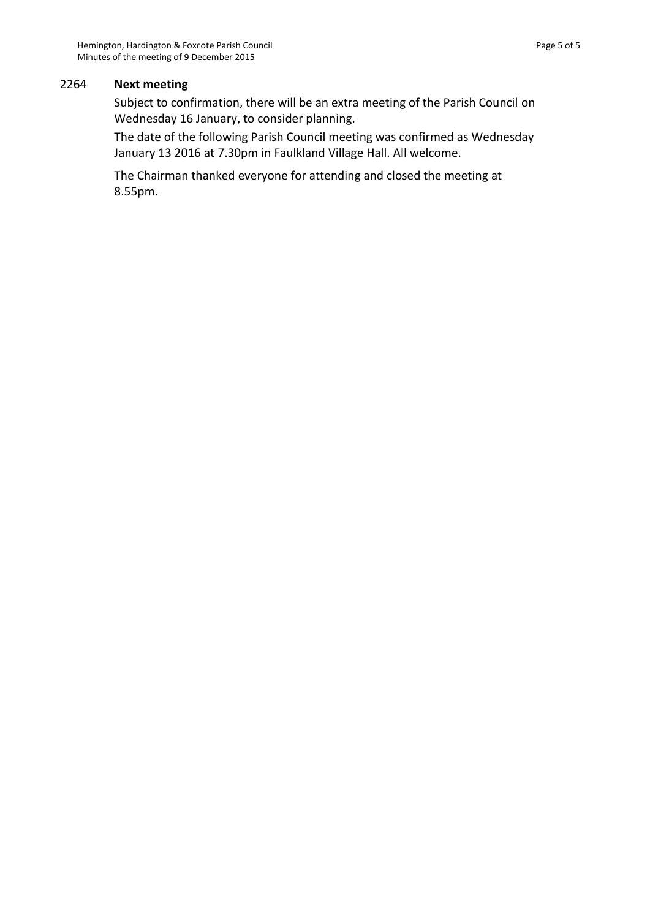2264 **Next meeting**

Subject to confirmation, there will be an extra meeting of the Parish Council on Wednesday 16 January, to consider planning.

The date of the following Parish Council meeting was confirmed as Wednesday January 13 2016 at 7.30pm in Faulkland Village Hall. All welcome.

The Chairman thanked everyone for attending and closed the meeting at 8.55pm.